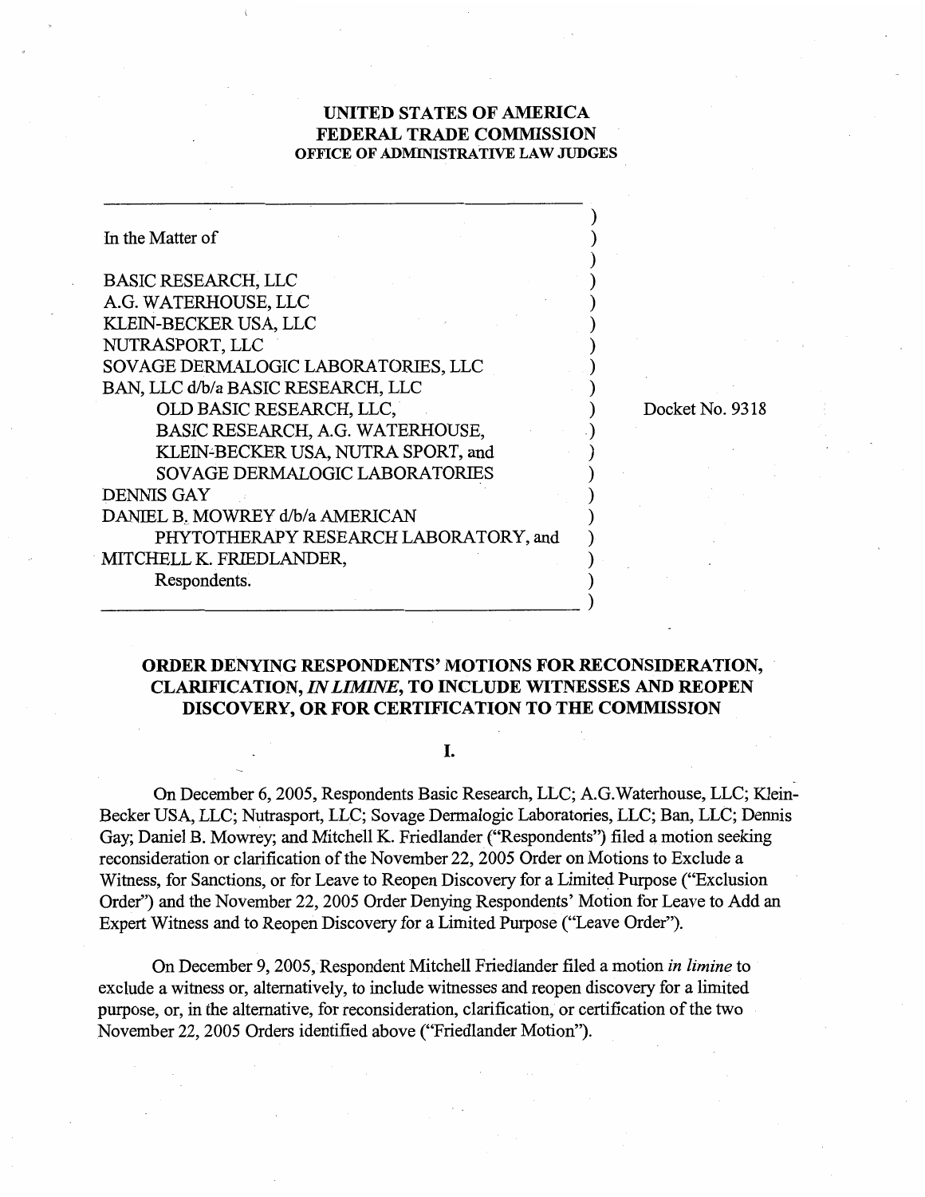# UNITED STATES OF AMERICA
# FEDERAL TRADE COMMISSION
## OFFICE OF ADMINISTRATIVE LAW JUDGES

In the Matter of

BASIC RESEARCH, LLC
A.G. WATERHOUSE, LLC
KLEIN-BECKER USA, LLC
NUTRASPORT, LLC
SOVAGE DERMALOGIC LABORATORIES, LLC
BAN, LLC d/b/a BASIC RESEARCH, LLC
OLD BASIC RESEARCH, LLC,
BASIC RESEARCH, A.G. WATERHOUSE,
KLEIN-BECKER USA, NUTRA SPORT, and
SOVAGE DERMALOGIC LABORATORIES
DENNIS GAY
DANIEL B. MOWREY d/b/a AMERICAN
PHYTOTHERAPY RESEARCH LABORATORY, and
MITCHELL K. FRIEDLANDER,
Respondents.

Docket No. 9318

## ORDER DENYING RESPONDENTS' MOTIONS FOR RECONSIDERATION, CLARIFICATION, *IN LIMINE*, TO INCLUDE WITNESSES AND REOPEN DISCOVERY, OR FOR CERTIFICATION TO THE COMMISSION

### I.

On December 6, 2005, Respondents Basic Research, LLC; A.G.Waterhouse, LLC; Klein-Becker USA, LLC; Nutrasport, LLC; Sovage Dermalogic Laboratories, LLC; Ban, LLC; Dennis Gay; Daniel B. Mowrey; and Mitchell K. Friedlander ("Respondents") filed a motion seeking reconsideration or clarification of the November 22, 2005 Order on Motions to Exclude a Witness, for Sanctions, or for Leave to Reopen Discovery for a Limited Purpose ("Exclusion Order") and the November 22, 2005 Order Denying Respondents' Motion for Leave to Add an Expert Witness and to Reopen Discovery for a Limited Purpose ("Leave Order").

On December 9, 2005, Respondent Mitchell Friedlander filed a motion *in limine* to exclude a witness or, alternatively, to include witnesses and reopen discovery for a limited purpose, or, in the alternative, for reconsideration, clarification, or certification of the two November 22, 2005 Orders identified above ("Friedlander Motion").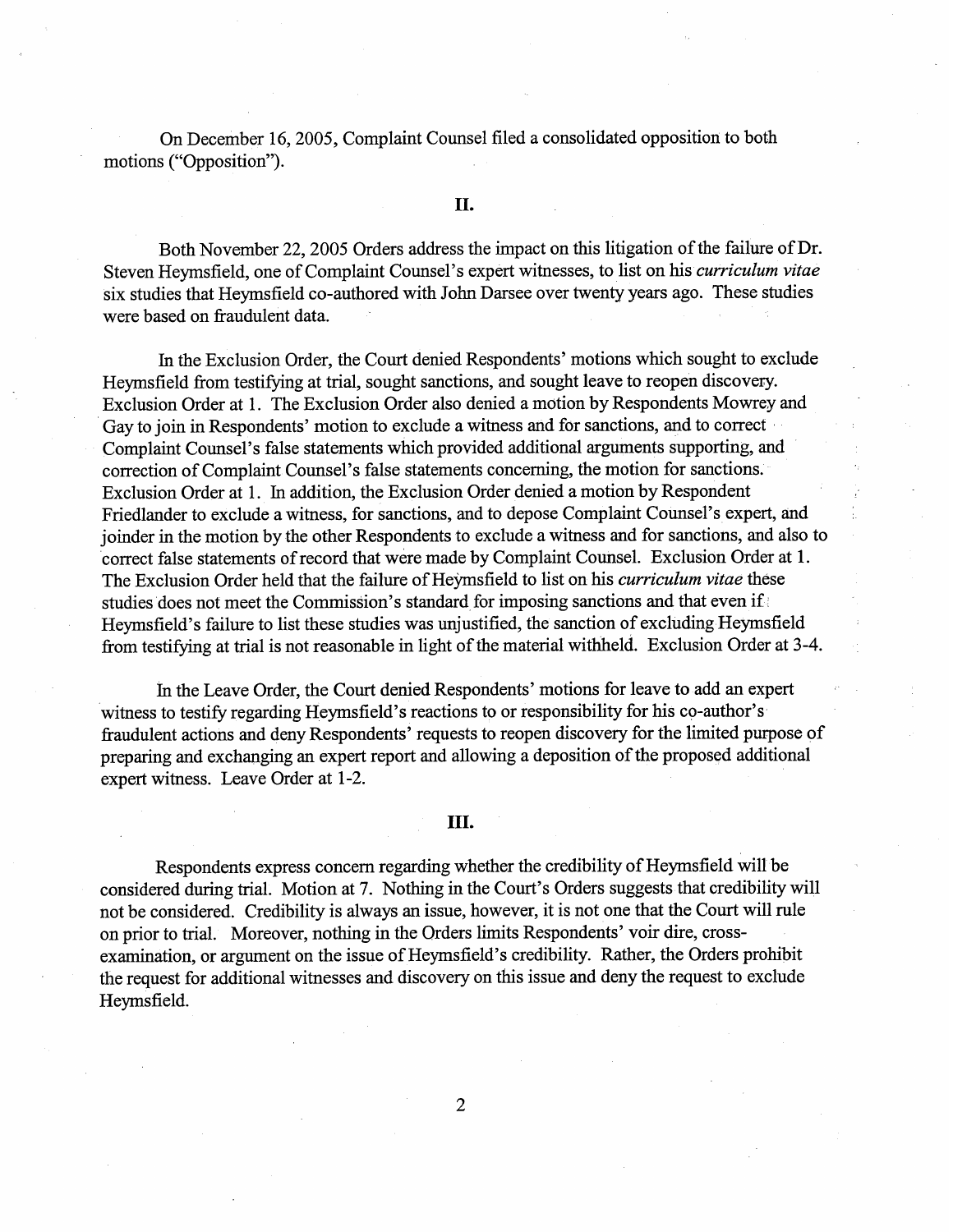On December 16, 2005, Complaint Counsel filed a consolidated opposition to both motions ("Opposition").

## II.

Both November 22, 2005 Orders address the impact on this litigation of the failure of Dr. Steven Heymsfield, one of Complaint Counsel's expert witnesses, to list on his *curriculum vitae* six studies that Heymsfield co-authored with John Darsee over twenty years ago. These studies were based on fraudulent data.

In the Exclusion Order, the Court denied Respondents' motions which sought to exclude Heymsfield from testifying at trial, sought sanctions, and sought leave to reopen discovery. Exclusion Order at 1. The Exclusion Order also denied a motion by Respondents Mowrey and Gay to join in Respondents' motion to exclude a witness and for sanctions, and to correct Complaint Counsel's false statements which provided additional arguments supporting, and correction of Complaint Counsel's false statements concerning, the motion for sanctions. Exclusion Order at 1. In addition, the Exclusion Order denied a motion by Respondent Friedlander to exclude a witness, for sanctions, and to depose Complaint Counsel's expert, and joinder in the motion by the other Respondents to exclude a witness and for sanctions, and also to correct false statements of record that were made by Complaint Counsel. Exclusion Order at 1. The Exclusion Order held that the failure of Heymsfield to list on his *curriculum vitae* these studies does not meet the Commission's standard for imposing sanctions and that even if Heymsfield's failure to list these studies was unjustified, the sanction of excluding Heymsfield from testifying at trial is not reasonable in light of the material withheld. Exclusion Order at 3-4.

In the Leave Order, the Court denied Respondents' motions for leave to add an expert witness to testify regarding Heymsfield's reactions to or responsibility for his co-author's fraudulent actions and deny Respondents' requests to reopen discovery for the limited purpose of preparing and exchanging an expert report and allowing a deposition of the proposed additional expert witness. Leave Order at 1-2.

## III.

Respondents express concern regarding whether the credibility of Heymsfield will be considered during trial. Motion at 7. Nothing in the Court's Orders suggests that credibility will not be considered. Credibility is always an issue, however, it is not one that the Court will rule on prior to trial. Moreover, nothing in the Orders limits Respondents' voir dire, cross-examination, or argument on the issue of Heymsfield's credibility. Rather, the Orders prohibit the request for additional witnesses and discovery on this issue and deny the request to exclude Heymsfield.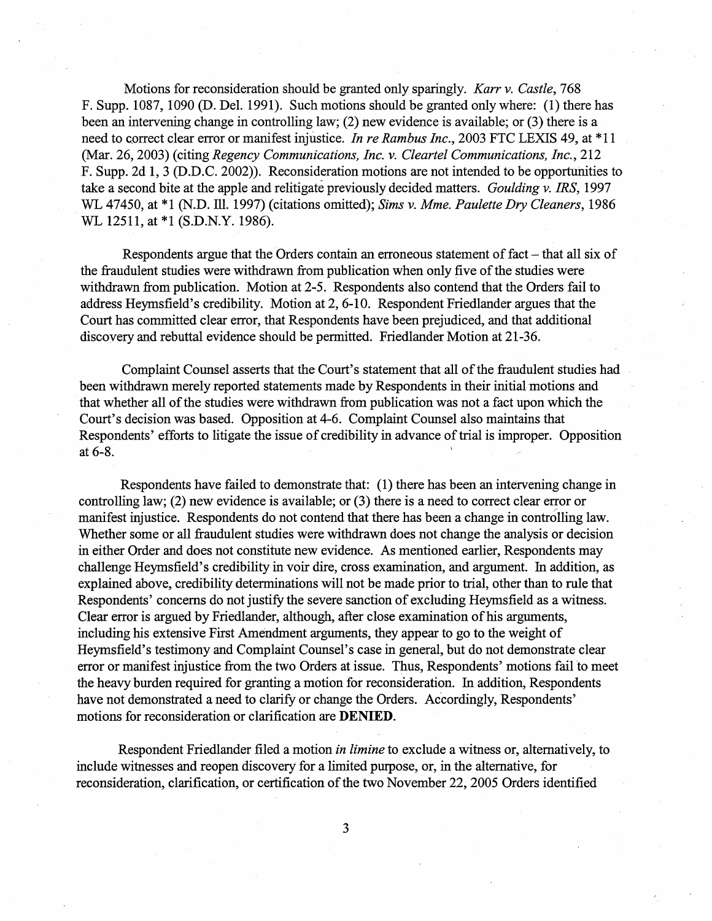Motions for reconsideration should be granted only sparingly. *Karr v. Castle*, 768 F. Supp. 1087, 1090 (D. Del. 1991). Such motions should be granted only where: (1) there has been an intervening change in controlling law; (2) new evidence is available; or (3) there is a need to correct clear error or manifest injustice. *In re Rambus Inc.*, 2003 FTC LEXIS 49, at *11 (Mar. 26, 2003) (citing *Regency Communications, Inc. v. Cleartel Communications, Inc.*, 212 F. Supp. 2d 1, 3 (D.D.C. 2002)). Reconsideration motions are not intended to be opportunities to take a second bite at the apple and relitigate previously decided matters. *Goulding v. IRS*, 1997 WL 47450, at *1 (N.D. Ill. 1997) (citations omitted); *Sims v. Mme. Paulette Dry Cleaners*, 1986 WL 12511, at *1 (S.D.N.Y. 1986).

Respondents argue that the Orders contain an erroneous statement of fact – that all six of the fraudulent studies were withdrawn from publication when only five of the studies were withdrawn from publication. Motion at 2-5. Respondents also contend that the Orders fail to address Heymsfield's credibility. Motion at 2, 6-10. Respondent Friedlander argues that the Court has committed clear error, that Respondents have been prejudiced, and that additional discovery and rebuttal evidence should be permitted. Friedlander Motion at 21-36.

Complaint Counsel asserts that the Court's statement that all of the fraudulent studies had been withdrawn merely reported statements made by Respondents in their initial motions and that whether all of the studies were withdrawn from publication was not a fact upon which the Court's decision was based. Opposition at 4-6. Complaint Counsel also maintains that Respondents' efforts to litigate the issue of credibility in advance of trial is improper. Opposition at 6-8.

Respondents have failed to demonstrate that: (1) there has been an intervening change in controlling law; (2) new evidence is available; or (3) there is a need to correct clear error or manifest injustice. Respondents do not contend that there has been a change in controlling law. Whether some or all fraudulent studies were withdrawn does not change the analysis or decision in either Order and does not constitute new evidence. As mentioned earlier, Respondents may challenge Heymsfield's credibility in voir dire, cross examination, and argument. In addition, as explained above, credibility determinations will not be made prior to trial, other than to rule that Respondents' concerns do not justify the severe sanction of excluding Heymsfield as a witness. Clear error is argued by Friedlander, although, after close examination of his arguments, including his extensive First Amendment arguments, they appear to go to the weight of Heymsfield's testimony and Complaint Counsel's case in general, but do not demonstrate clear error or manifest injustice from the two Orders at issue. Thus, Respondents' motions fail to meet the heavy burden required for granting a motion for reconsideration. In addition, Respondents have not demonstrated a need to clarify or change the Orders. Accordingly, Respondents' motions for reconsideration or clarification are **DENIED**.

Respondent Friedlander filed a motion *in limine* to exclude a witness or, alternatively, to include witnesses and reopen discovery for a limited purpose, or, in the alternative, for reconsideration, clarification, or certification of the two November 22, 2005 Orders identified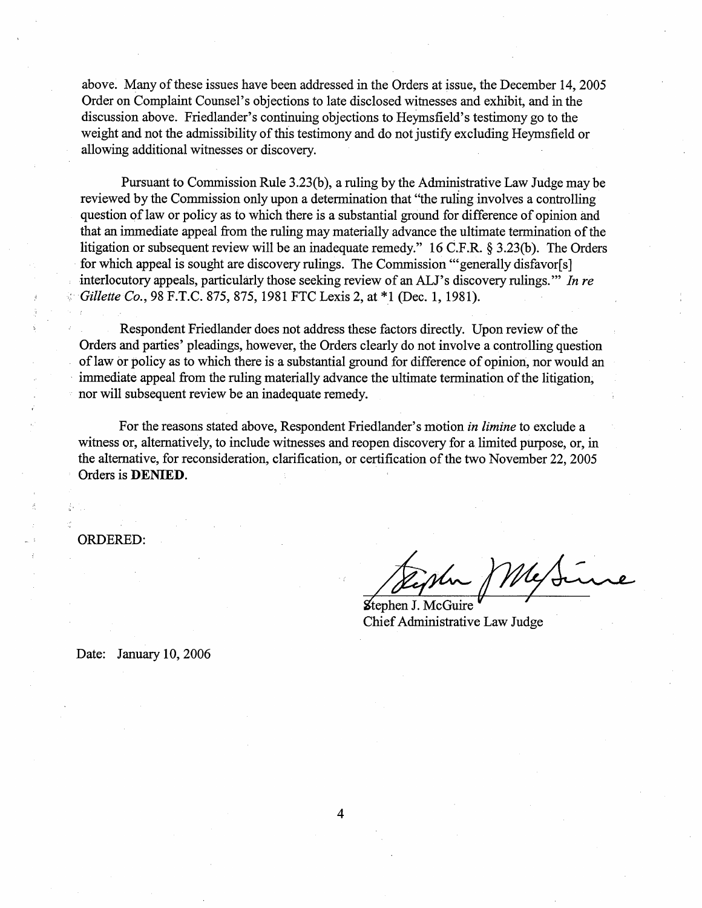above. Many of these issues have been addressed in the Orders at issue, the December 14, 2005 Order on Complaint Counsel's objections to late disclosed witnesses and exhibit, and in the discussion above. Friedlander's continuing objections to Heymsfield's testimony go to the weight and not the admissibility of this testimony and do not justify excluding Heymsfield or allowing additional witnesses or discovery.

Pursuant to Commission Rule 3.23(b), a ruling by the Administrative Law Judge may be reviewed by the Commission only upon a determination that "the ruling involves a controlling question of law or policy as to which there is a substantial ground for difference of opinion and that an immediate appeal from the ruling may materially advance the ultimate termination of the litigation or subsequent review will be an inadequate remedy." 16 C.F.R. § 3.23(b). The Orders for which appeal is sought are discovery rulings. The Commission "'generally disfavor[s] interlocutory appeals, particularly those seeking review of an ALJ's discovery rulings.'" *In re Gillette Co.*, 98 F.T.C. 875, 875, 1981 FTC Lexis 2, at *1 (Dec. 1, 1981).

Respondent Friedlander does not address these factors directly. Upon review of the Orders and parties' pleadings, however, the Orders clearly do not involve a controlling question of law or policy as to which there is a substantial ground for difference of opinion, nor would an immediate appeal from the ruling materially advance the ultimate termination of the litigation, nor will subsequent review be an inadequate remedy.

For the reasons stated above, Respondent Friedlander's motion *in limine* to exclude a witness or, alternatively, to include witnesses and reopen discovery for a limited purpose, or, in the alternative, for reconsideration, clarification, or certification of the two November 22, 2005 Orders is **DENIED**.

ORDERED:

Stephen J. McGuire
Chief Administrative Law Judge

Date: January 10, 2006